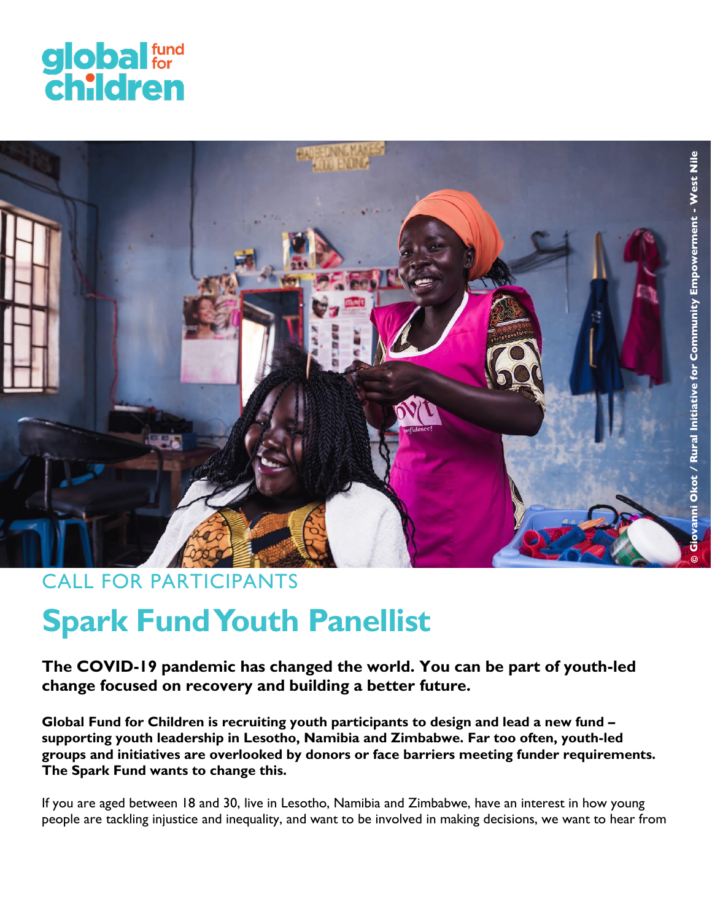global fund for children

© Giovanni Okot / Rural Initiative for Community Empowerment - West Nile

CALL FOR PARTICIPANTS

# Spark Fund Youth Panellist

**The COVID-19 pandemic has changed the world. You can be part of youth-led change focused on recovery and building a better future.**

**Global Fund for Children is recruiting youth participants to design and lead a new fund – supporting youth leadership in Lesotho, Namibia and Zimbabwe. Far too often, youth-led groups and initiatives are overlooked by donors or face barriers meeting funder requirements. The Spark Fund wants to change this.**

If you are aged between 18 and 30, live in Lesotho, Namibia and Zimbabwe, have an interest in how young people are tackling injustice and inequality, and want to be involved in making decisions, we want to hear from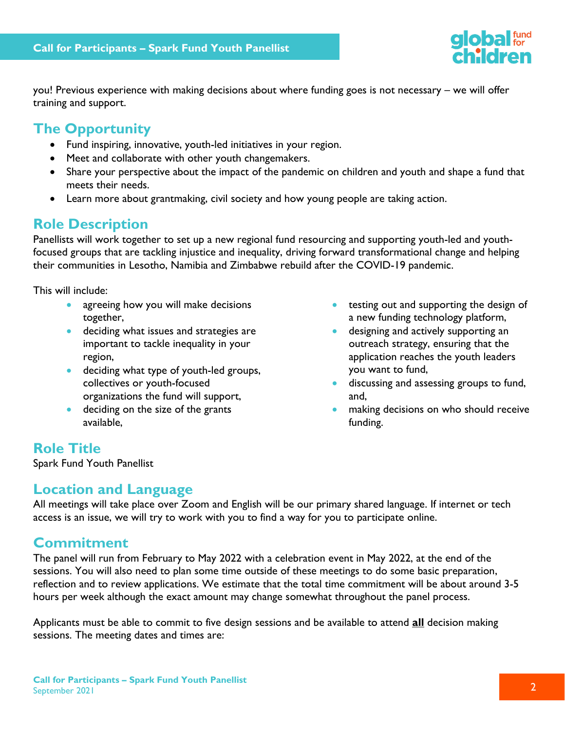you! Previous experience with making decisions about where funding goes is not necessary – we will offer training and support.

## The Opportunity

- Fund inspiring, innovative, youth-led initiatives in your region.
- Meet and collaborate with other youth changemakers.
- Share your perspective about the impact of the pandemic on children and youth and shape a fund that meets their needs.
- Learn more about grantmaking, civil society and how young people are taking action.

## Role Description

Panellists will work together to set up a new regional fund resourcing and supporting youth-led and youth-focused groups that are tackling injustice and inequality, driving forward transformational change and helping their communities in Lesotho, Namibia and Zimbabwe rebuild after the COVID-19 pandemic.

This will include:

- agreeing how you will make decisions together,
- deciding what issues and strategies are important to tackle inequality in your region,
- deciding what type of youth-led groups, collectives or youth-focused organizations the fund will support,
- deciding on the size of the grants available,
- testing out and supporting the design of a new funding technology platform,
- designing and actively supporting an outreach strategy, ensuring that the application reaches the youth leaders you want to fund,
- discussing and assessing groups to fund, and,
- making decisions on who should receive funding.

## Role Title

Spark Fund Youth Panellist

## Location and Language

All meetings will take place over Zoom and English will be our primary shared language. If internet or tech access is an issue, we will try to work with you to find a way for you to participate online.

## Commitment

The panel will run from February to May 2022 with a celebration event in May 2022, at the end of the sessions. You will also need to plan some time outside of these meetings to do some basic preparation, reflection and to review applications. We estimate that the total time commitment will be about around 3-5 hours per week although the exact amount may change somewhat throughout the panel process.

Applicants must be able to commit to five design sessions and be available to attend **all** decision making sessions. The meeting dates and times are: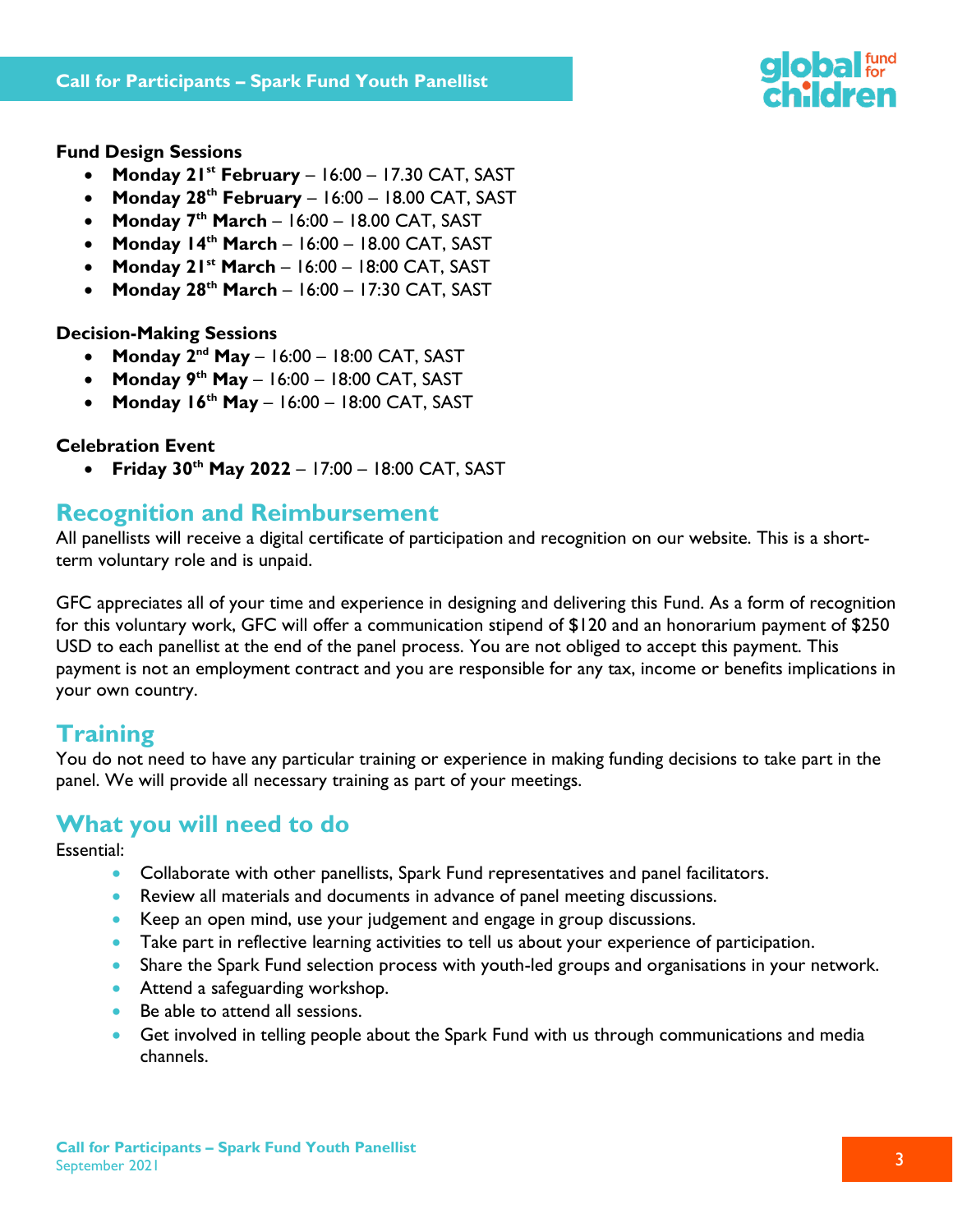**Fund Design Sessions**

- **Monday 21st February** – 16:00 – 17.30 CAT, SAST
- **Monday 28th February** – 16:00 – 18.00 CAT, SAST
- **Monday 7th March** – 16:00 – 18.00 CAT, SAST
- **Monday 14th March** – 16:00 – 18.00 CAT, SAST
- **Monday 21st March** – 16:00 – 18:00 CAT, SAST
- **Monday 28th March** – 16:00 – 17:30 CAT, SAST

**Decision-Making Sessions**

- **Monday 2nd May** – 16:00 – 18:00 CAT, SAST
- **Monday 9th May** – 16:00 – 18:00 CAT, SAST
- **Monday 16th May** – 16:00 – 18:00 CAT, SAST

**Celebration Event**

- **Friday 30th May 2022** – 17:00 – 18:00 CAT, SAST

## Recognition and Reimbursement

All panellists will receive a digital certificate of participation and recognition on our website. This is a short-term voluntary role and is unpaid.

GFC appreciates all of your time and experience in designing and delivering this Fund. As a form of recognition for this voluntary work, GFC will offer a communication stipend of $120 and an honorarium payment of $250 USD to each panellist at the end of the panel process. You are not obliged to accept this payment. This payment is not an employment contract and you are responsible for any tax, income or benefits implications in your own country.

## Training

You do not need to have any particular training or experience in making funding decisions to take part in the panel. We will provide all necessary training as part of your meetings.

## What you will need to do

Essential:

- Collaborate with other panellists, Spark Fund representatives and panel facilitators.
- Review all materials and documents in advance of panel meeting discussions.
- Keep an open mind, use your judgement and engage in group discussions.
- Take part in reflective learning activities to tell us about your experience of participation.
- Share the Spark Fund selection process with youth-led groups and organisations in your network.
- Attend a safeguarding workshop.
- Be able to attend all sessions.
- Get involved in telling people about the Spark Fund with us through communications and media channels.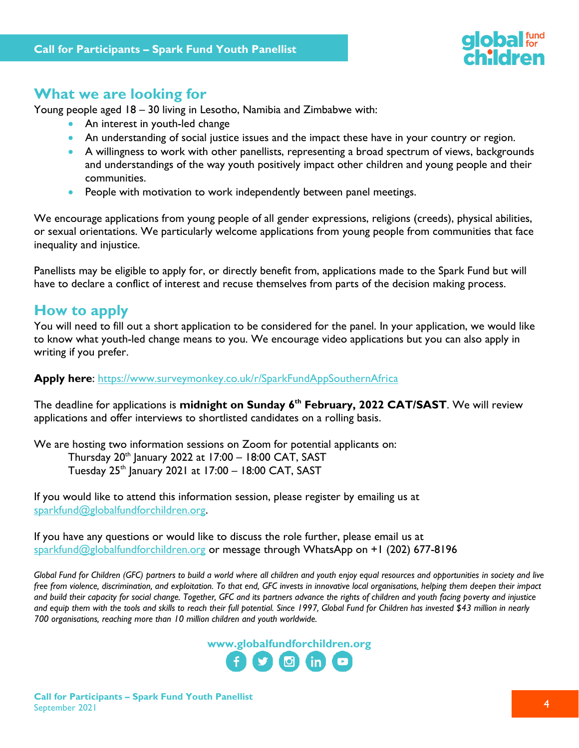## What we are looking for

Young people aged 18 – 30 living in Lesotho, Namibia and Zimbabwe with:

- An interest in youth-led change
- An understanding of social justice issues and the impact these have in your country or region.
- A willingness to work with other panellists, representing a broad spectrum of views, backgrounds and understandings of the way youth positively impact other children and young people and their communities.
- People with motivation to work independently between panel meetings.

We encourage applications from young people of all gender expressions, religions (creeds), physical abilities, or sexual orientations. We particularly welcome applications from young people from communities that face inequality and injustice.

Panellists may be eligible to apply for, or directly benefit from, applications made to the Spark Fund but will have to declare a conflict of interest and recuse themselves from parts of the decision making process.

## How to apply

You will need to fill out a short application to be considered for the panel. In your application, we would like to know what youth-led change means to you. We encourage video applications but you can also apply in writing if you prefer.

**Apply here**: https://www.surveymonkey.co.uk/r/SparkFundAppSouthernAfrica

The deadline for applications is **midnight on Sunday 6th February, 2022 CAT/SAST**. We will review applications and offer interviews to shortlisted candidates on a rolling basis.

We are hosting two information sessions on Zoom for potential applicants on:

Thursday 20th January 2022 at 17:00 – 18:00 CAT, SAST
Tuesday 25th January 2021 at 17:00 – 18:00 CAT, SAST

If you would like to attend this information session, please register by emailing us at sparkfund@globalfundforchildren.org.

If you have any questions or would like to discuss the role further, please email us at sparkfund@globalfundforchildren.org or message through WhatsApp on +1 (202) 677-8196

*Global Fund for Children (GFC) partners to build a world where all children and youth enjoy equal resources and opportunities in society and live free from violence, discrimination, and exploitation. To that end, GFC invests in innovative local organisations, helping them deepen their impact and build their capacity for social change. Together, GFC and its partners advance the rights of children and youth facing poverty and injustice and equip them with the tools and skills to reach their full potential. Since 1997, Global Fund for Children has invested $43 million in nearly 700 organisations, reaching more than 10 million children and youth worldwide.*

**www.globalfundforchildren.org**